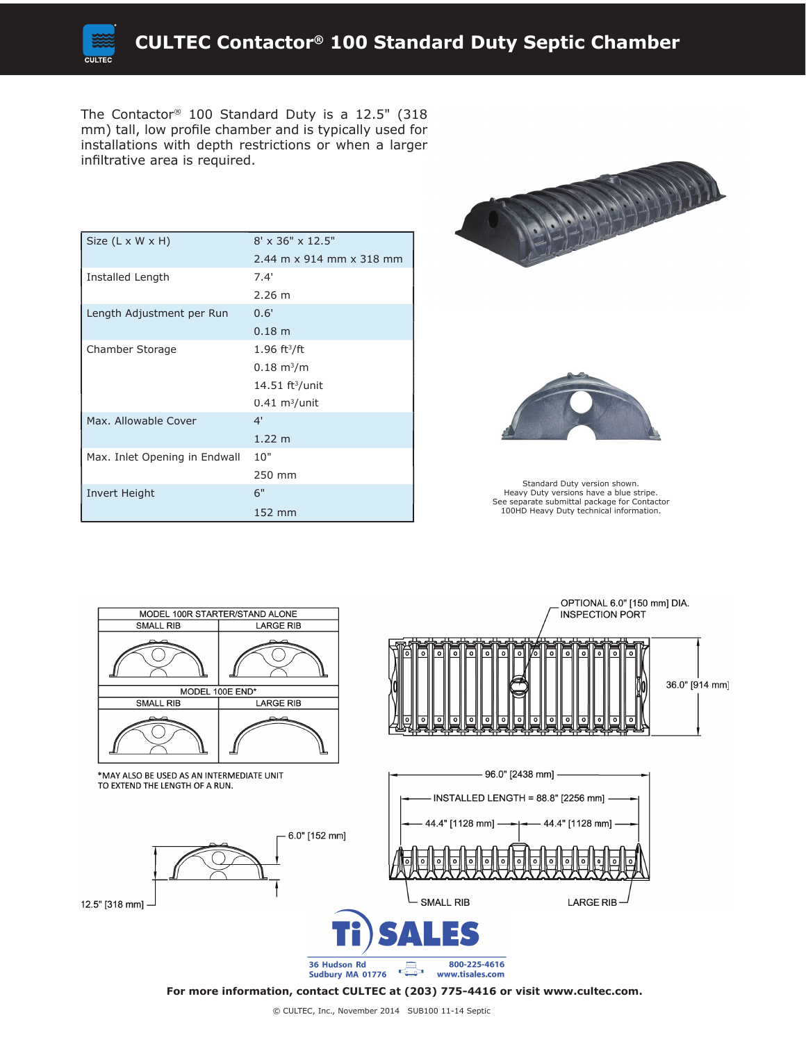# CULTEC Contactor® 100 Standard Duty Septic Chamber

The Contactor® 100 Standard Duty is a 12.5" (318 mm) tall, low profile chamber and is typically used for installations with depth restrictions or when a larger infiltrative area is required.

| | |
|---|---|
| Size (L x W x H) | 8' x 36" x 12.5" |
| | 2.44 m x 914 mm x 318 mm |
| Installed Length | 7.4' |
| | 2.26 m |
| Length Adjustment per Run | 0.6' |
| | 0.18 m |
| Chamber Storage | 1.96 ft³/ft |
| | 0.18 m³/m |
| | 14.51 ft³/unit |
| | 0.41 m³/unit |
| Max. Allowable Cover | 4' |
| | 1.22 m |
| Max. Inlet Opening in Endwall | 10" |
| | 250 mm |
| Invert Height | 6" |
| | 152 mm |

Standard Duty version shown.
Heavy Duty versions have a blue stripe.
See separate submittal package for Contactor 100HD Heavy Duty technical information.

MODEL 100R STARTER/STAND ALONE — SMALL RIB / LARGE RIB

MODEL 100E END* — SMALL RIB / LARGE RIB

*MAY ALSO BE USED AS AN INTERMEDIATE UNIT TO EXTEND THE LENGTH OF A RUN.

OPTIONAL 6.0" [150 mm] DIA. INSPECTION PORT

36.0" [914 mm]

96.0" [2438 mm]

INSTALLED LENGTH = 88.8" [2256 mm]

44.4" [1128 mm] 44.4" [1128 mm]

SMALL RIB LARGE RIB

6.0" [152 mm]

12.5" [318 mm]

Ti SALES
36 Hudson Rd, Sudbury MA 01776
800-225-4616
www.tisales.com

**For more information, contact CULTEC at (203) 775-4416 or visit www.cultec.com.**

© CULTEC, Inc., November 2014 SUB100 11-14 Septic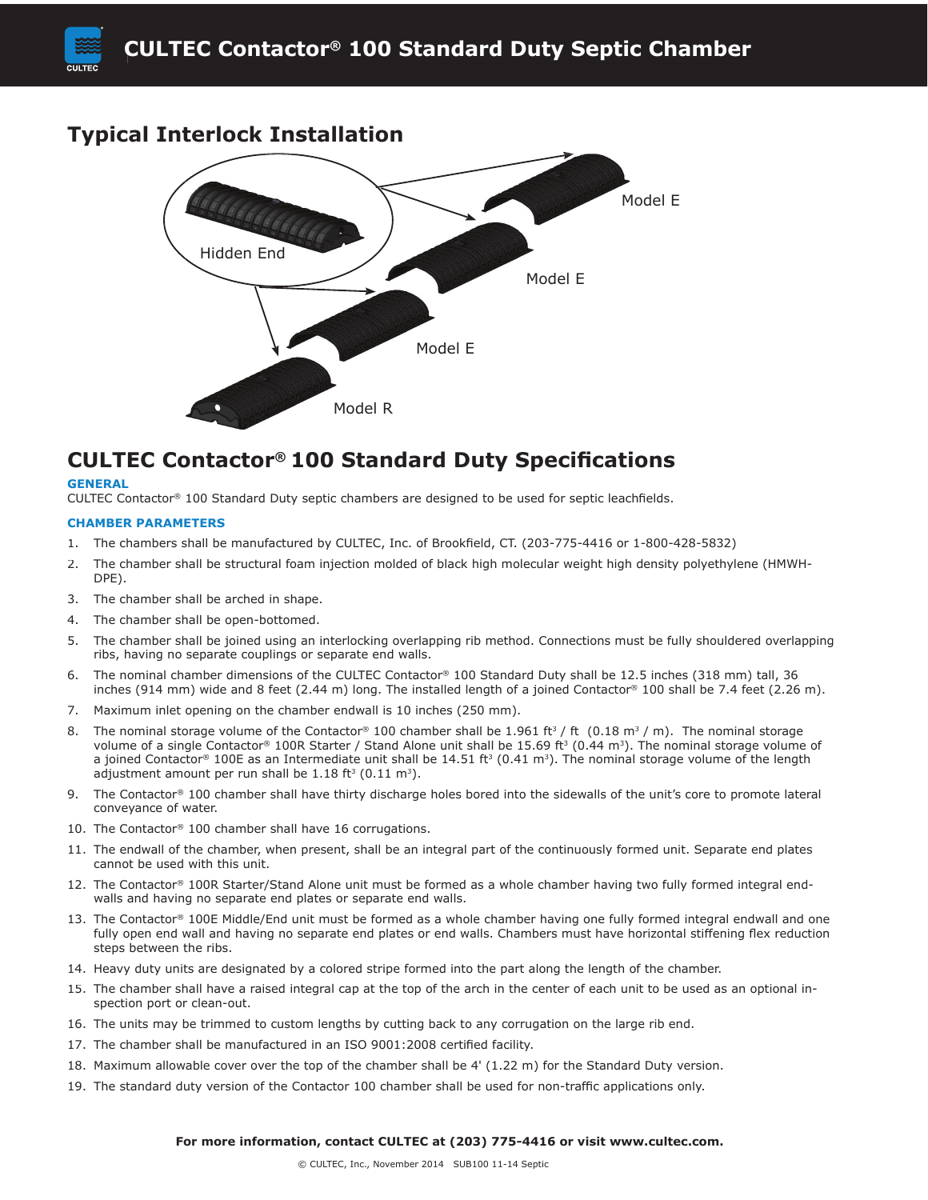# CULTEC Contactor® 100 Standard Duty Septic Chamber

## Typical Interlock Installation

Hidden End

Model E

Model E

Model E

Model R

## CULTEC Contactor® 100 Standard Duty Specifications

### GENERAL

CULTEC Contactor® 100 Standard Duty septic chambers are designed to be used for septic leachfields.

### CHAMBER PARAMETERS

1. The chambers shall be manufactured by CULTEC, Inc. of Brookfield, CT. (203-775-4416 or 1-800-428-5832)
2. The chamber shall be structural foam injection molded of black high molecular weight high density polyethylene (HMWH-DPE).
3. The chamber shall be arched in shape.
4. The chamber shall be open-bottomed.
5. The chamber shall be joined using an interlocking overlapping rib method. Connections must be fully shouldered overlapping ribs, having no separate couplings or separate end walls.
6. The nominal chamber dimensions of the CULTEC Contactor® 100 Standard Duty shall be 12.5 inches (318 mm) tall, 36 inches (914 mm) wide and 8 feet (2.44 m) long. The installed length of a joined Contactor® 100 shall be 7.4 feet (2.26 m).
7. Maximum inlet opening on the chamber endwall is 10 inches (250 mm).
8. The nominal storage volume of the Contactor® 100 chamber shall be 1.961 $ft^3$ / ft (0.18 $m^3$ / m). The nominal storage volume of a single Contactor® 100R Starter / Stand Alone unit shall be 15.69 $ft^3$ (0.44 $m^3$). The nominal storage volume of a joined Contactor® 100E as an Intermediate unit shall be 14.51 $ft^3$ (0.41 $m^3$). The nominal storage volume of the length adjustment amount per run shall be 1.18 $ft^3$ (0.11 $m^3$).
9. The Contactor® 100 chamber shall have thirty discharge holes bored into the sidewalls of the unit's core to promote lateral conveyance of water.
10. The Contactor® 100 chamber shall have 16 corrugations.
11. The endwall of the chamber, when present, shall be an integral part of the continuously formed unit. Separate end plates cannot be used with this unit.
12. The Contactor® 100R Starter/Stand Alone unit must be formed as a whole chamber having two fully formed integral end-walls and having no separate end plates or separate end walls.
13. The Contactor® 100E Middle/End unit must be formed as a whole chamber having one fully formed integral endwall and one fully open end wall and having no separate end plates or end walls. Chambers must have horizontal stiffening flex reduction steps between the ribs.
14. Heavy duty units are designated by a colored stripe formed into the part along the length of the chamber.
15. The chamber shall have a raised integral cap at the top of the arch in the center of each unit to be used as an optional in-spection port or clean-out.
16. The units may be trimmed to custom lengths by cutting back to any corrugation on the large rib end.
17. The chamber shall be manufactured in an ISO 9001:2008 certified facility.
18. Maximum allowable cover over the top of the chamber shall be 4' (1.22 m) for the Standard Duty version.
19. The standard duty version of the Contactor 100 chamber shall be used for non-traffic applications only.

**For more information, contact CULTEC at (203) 775-4416 or visit www.cultec.com.**

© CULTEC, Inc., November 2014 SUB100 11-14 Septic